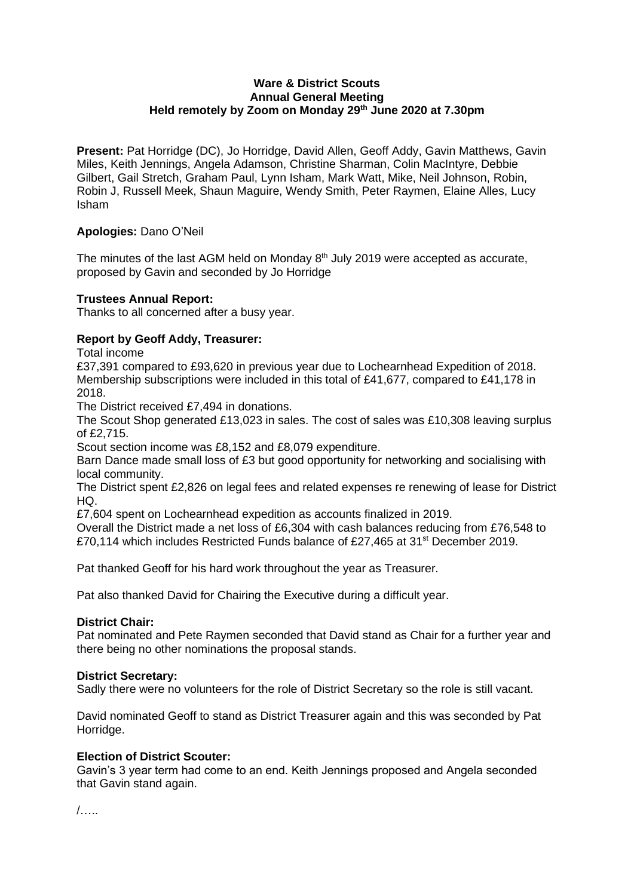**Ware & District Scouts**
**Annual General Meeting**
**Held remotely by Zoom on Monday 29th June 2020 at 7.30pm**

**Present:** Pat Horridge (DC), Jo Horridge, David Allen, Geoff Addy, Gavin Matthews, Gavin Miles, Keith Jennings, Angela Adamson, Christine Sharman, Colin MacIntyre, Debbie Gilbert, Gail Stretch, Graham Paul, Lynn Isham, Mark Watt, Mike, Neil Johnson, Robin, Robin J, Russell Meek, Shaun Maguire, Wendy Smith, Peter Raymen, Elaine Alles, Lucy Isham

**Apologies:** Dano O'Neil

The minutes of the last AGM held on Monday 8th July 2019 were accepted as accurate, proposed by Gavin and seconded by Jo Horridge

**Trustees Annual Report:**
Thanks to all concerned after a busy year.

**Report by Geoff Addy, Treasurer:**
Total income
£37,391 compared to £93,620 in previous year due to Lochearnhead Expedition of 2018. Membership subscriptions were included in this total of £41,677, compared to £41,178 in 2018.
The District received £7,494 in donations.
The Scout Shop generated £13,023 in sales. The cost of sales was £10,308 leaving surplus of £2,715.
Scout section income was £8,152 and £8,079 expenditure.
Barn Dance made small loss of £3 but good opportunity for networking and socialising with local community.
The District spent £2,826 on legal fees and related expenses re renewing of lease for District HQ.
£7,604 spent on Lochearnhead expedition as accounts finalized in 2019.
Overall the District made a net loss of £6,304 with cash balances reducing from £76,548 to £70,114 which includes Restricted Funds balance of £27,465 at 31st December 2019.

Pat thanked Geoff for his hard work throughout the year as Treasurer.

Pat also thanked David for Chairing the Executive during a difficult year.

**District Chair:**
Pat nominated and Pete Raymen seconded that David stand as Chair for a further year and there being no other nominations the proposal stands.

**District Secretary:**
Sadly there were no volunteers for the role of District Secretary so the role is still vacant.

David nominated Geoff to stand as District Treasurer again and this was seconded by Pat Horridge.

**Election of District Scouter:**
Gavin's 3 year term had come to an end. Keith Jennings proposed and Angela seconded that Gavin stand again.

/…..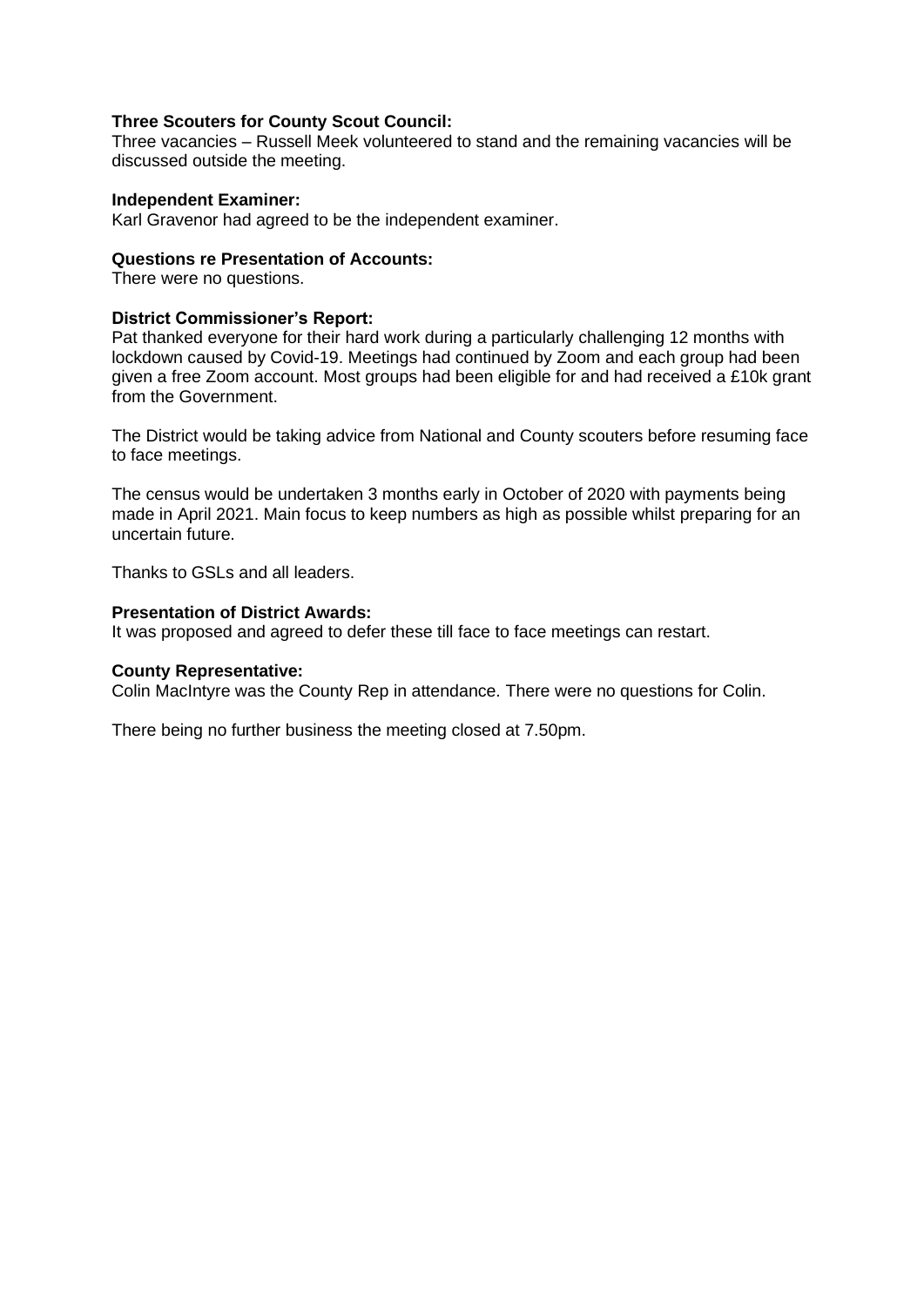**Three Scouters for County Scout Council:**
Three vacancies – Russell Meek volunteered to stand and the remaining vacancies will be discussed outside the meeting.

**Independent Examiner:**
Karl Gravenor had agreed to be the independent examiner.

**Questions re Presentation of Accounts:**
There were no questions.

**District Commissioner's Report:**
Pat thanked everyone for their hard work during a particularly challenging 12 months with lockdown caused by Covid-19. Meetings had continued by Zoom and each group had been given a free Zoom account. Most groups had been eligible for and had received a £10k grant from the Government.

The District would be taking advice from National and County scouters before resuming face to face meetings.

The census would be undertaken 3 months early in October of 2020 with payments being made in April 2021. Main focus to keep numbers as high as possible whilst preparing for an uncertain future.

Thanks to GSLs and all leaders.

**Presentation of District Awards:**
It was proposed and agreed to defer these till face to face meetings can restart.

**County Representative:**
Colin MacIntyre was the County Rep in attendance. There were no questions for Colin.

There being no further business the meeting closed at 7.50pm.